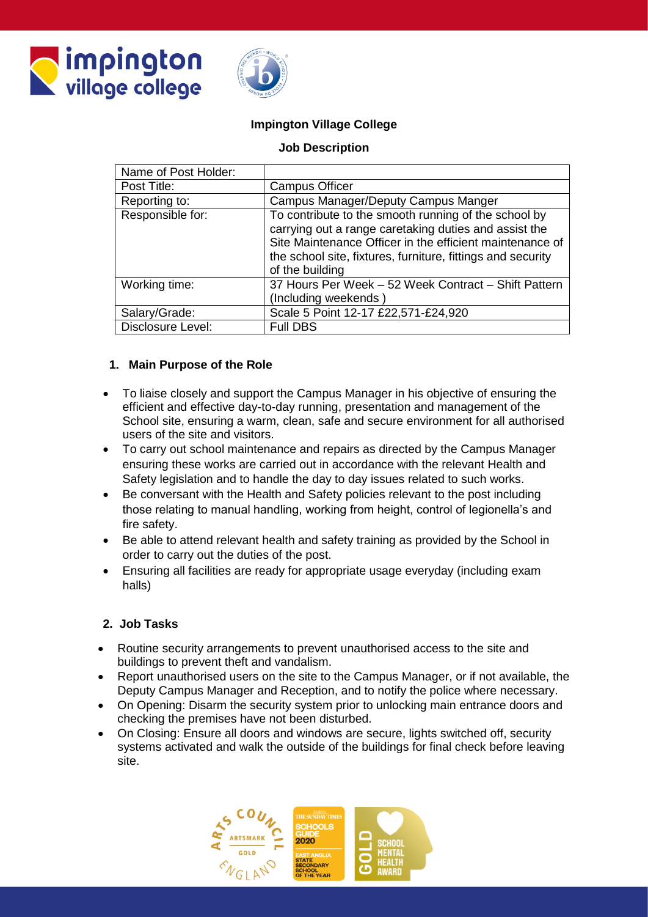**Impington Village College**

**Job Description**

| Name of Post Holder: | |
|---|---|
| Post Title: | Campus Officer |
| Reporting to: | Campus Manager/Deputy Campus Manger |
| Responsible for: | To contribute to the smooth running of the school by carrying out a range caretaking duties and assist the Site Maintenance Officer in the efficient maintenance of the school site, fixtures, furniture, fittings and security of the building |
| Working time: | 37 Hours Per Week – 52 Week Contract – Shift Pattern (Including weekends ) |
| Salary/Grade: | Scale 5 Point 12-17 £22,571-£24,920 |
| Disclosure Level: | Full DBS |

## 1. Main Purpose of the Role

- To liaise closely and support the Campus Manager in his objective of ensuring the efficient and effective day-to-day running, presentation and management of the School site, ensuring a warm, clean, safe and secure environment for all authorised users of the site and visitors.
- To carry out school maintenance and repairs as directed by the Campus Manager ensuring these works are carried out in accordance with the relevant Health and Safety legislation and to handle the day to day issues related to such works.
- Be conversant with the Health and Safety policies relevant to the post including those relating to manual handling, working from height, control of legionella's and fire safety.
- Be able to attend relevant health and safety training as provided by the School in order to carry out the duties of the post.
- Ensuring all facilities are ready for appropriate usage everyday (including exam halls)

## 2. Job Tasks

- Routine security arrangements to prevent unauthorised access to the site and buildings to prevent theft and vandalism.
- Report unauthorised users on the site to the Campus Manager, or if not available, the Deputy Campus Manager and Reception, and to notify the police where necessary.
- On Opening: Disarm the security system prior to unlocking main entrance doors and checking the premises have not been disturbed.
- On Closing: Ensure all doors and windows are secure, lights switched off, security systems activated and walk the outside of the buildings for final check before leaving site.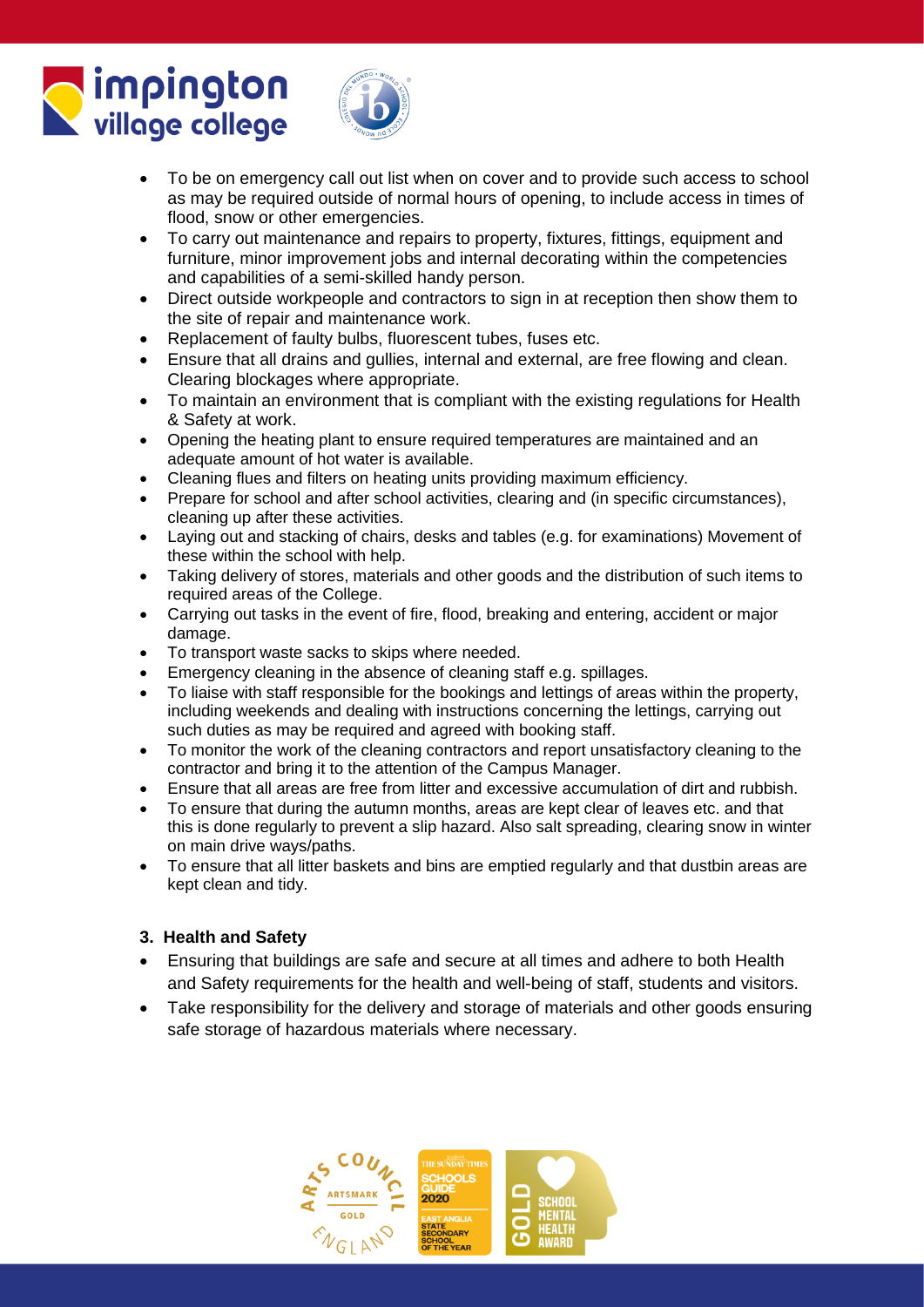- To be on emergency call out list when on cover and to provide such access to school as may be required outside of normal hours of opening, to include access in times of flood, snow or other emergencies.
- To carry out maintenance and repairs to property, fixtures, fittings, equipment and furniture, minor improvement jobs and internal decorating within the competencies and capabilities of a semi-skilled handy person.
- Direct outside workpeople and contractors to sign in at reception then show them to the site of repair and maintenance work.
- Replacement of faulty bulbs, fluorescent tubes, fuses etc.
- Ensure that all drains and gullies, internal and external, are free flowing and clean. Clearing blockages where appropriate.
- To maintain an environment that is compliant with the existing regulations for Health & Safety at work.
- Opening the heating plant to ensure required temperatures are maintained and an adequate amount of hot water is available.
- Cleaning flues and filters on heating units providing maximum efficiency.
- Prepare for school and after school activities, clearing and (in specific circumstances), cleaning up after these activities.
- Laying out and stacking of chairs, desks and tables (e.g. for examinations) Movement of these within the school with help.
- Taking delivery of stores, materials and other goods and the distribution of such items to required areas of the College.
- Carrying out tasks in the event of fire, flood, breaking and entering, accident or major damage.
- To transport waste sacks to skips where needed.
- Emergency cleaning in the absence of cleaning staff e.g. spillages.
- To liaise with staff responsible for the bookings and lettings of areas within the property, including weekends and dealing with instructions concerning the lettings, carrying out such duties as may be required and agreed with booking staff.
- To monitor the work of the cleaning contractors and report unsatisfactory cleaning to the contractor and bring it to the attention of the Campus Manager.
- Ensure that all areas are free from litter and excessive accumulation of dirt and rubbish.
- To ensure that during the autumn months, areas are kept clear of leaves etc. and that this is done regularly to prevent a slip hazard. Also salt spreading, clearing snow in winter on main drive ways/paths.
- To ensure that all litter baskets and bins are emptied regularly and that dustbin areas are kept clean and tidy.

### 3. Health and Safety

- Ensuring that buildings are safe and secure at all times and adhere to both Health and Safety requirements for the health and well-being of staff, students and visitors.
- Take responsibility for the delivery and storage of materials and other goods ensuring safe storage of hazardous materials where necessary.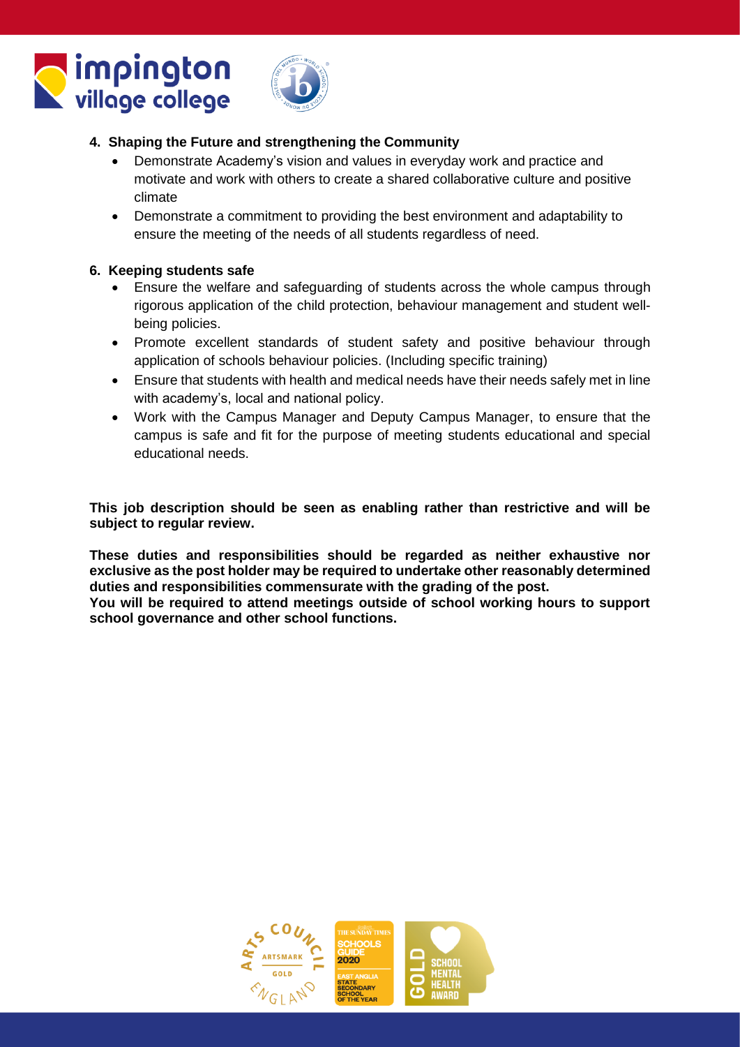4. **Shaping the Future and strengthening the Community**
   - Demonstrate Academy's vision and values in everyday work and practice and motivate and work with others to create a shared collaborative culture and positive climate
   - Demonstrate a commitment to providing the best environment and adaptability to ensure the meeting of the needs of all students regardless of need.

6. **Keeping students safe**
   - Ensure the welfare and safeguarding of students across the whole campus through rigorous application of the child protection, behaviour management and student well-being policies.
   - Promote excellent standards of student safety and positive behaviour through application of schools behaviour policies. (Including specific training)
   - Ensure that students with health and medical needs have their needs safely met in line with academy's, local and national policy.
   - Work with the Campus Manager and Deputy Campus Manager, to ensure that the campus is safe and fit for the purpose of meeting students educational and special educational needs.

**This job description should be seen as enabling rather than restrictive and will be subject to regular review.**

**These duties and responsibilities should be regarded as neither exhaustive nor exclusive as the post holder may be required to undertake other reasonably determined duties and responsibilities commensurate with the grading of the post.**
**You will be required to attend meetings outside of school working hours to support school governance and other school functions.**